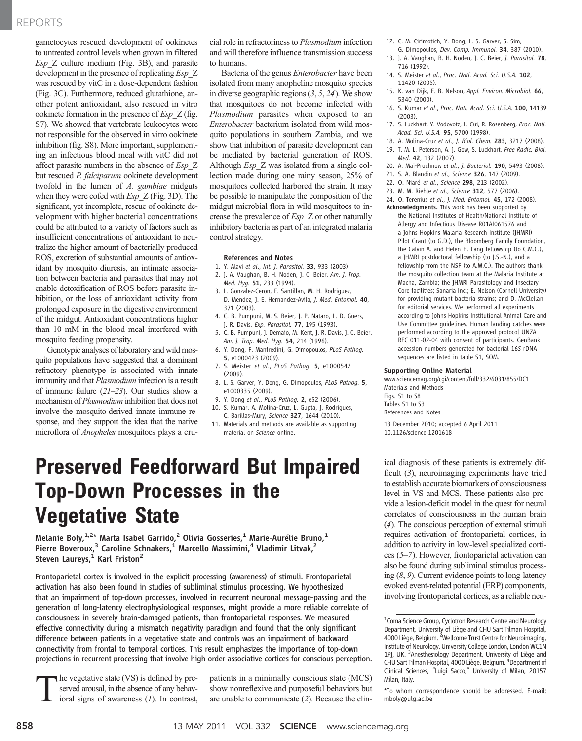gametocytes rescued development of ookinetes to untreated control levels when grown in filtered *Esp_Z* culture medium (Fig. 3B), and parasite development in the presence of replicating *Esp_Z* was rescued by vitC in a dose-dependent fashion (Fig. 3C). Furthermore, reduced glutathione, another potent antioxidant, also rescued in vitro ookinete formation in the presence of *Esp_Z* (fig. S7). We showed that vertebrate leukocytes were not responsible for the observed in vitro ookinete inhibition (fig. S8). More important, supplementing an infectious blood meal with vitC did not affect parasite numbers in the absence of *Esp_Z* but rescued *P. falciparum* ookinete development twofold in the lumen of *A. gambiae* midguts when they were cofed with *Esp_Z* (Fig. 3D). The significant, yet incomplete, rescue of ookinete development with higher bacterial concentrations could be attributed to a variety of factors such as insufficient concentrations of antioxidant to neutralize the higher amount of bacterially produced ROS, excretion of substantial amounts of antioxidant by mosquito diuresis, an intimate association between bacteria and parasites that may not enable detoxification of ROS before parasite inhibition, or the loss of antioxidant activity from prolonged exposure in the digestive environment of the midgut. Antioxidant concentrations higher than 10 mM in the blood meal interfered with mosquito feeding propensity.

Genotypic analyses of laboratory and wild mosquito populations have suggested that a dominant refractory phenotype is associated with innate immunity and that *Plasmodium* infection is a result of immune failure (*21*–*23*). Our studies show a mechanism of *Plasmodium* inhibition that does not involve the mosquito-derived innate immune response, and they support the idea that the native microflora of *Anopheles* mosquitoes plays a crucial role in refractoriness to *Plasmodium* infection and will therefore influence transmission success to humans.

Bacteria of the genus *Enterobacter* have been isolated from many anopheline mosquito species in diverse geographic regions (*3*, *5*, *24*). We show that mosquitoes do not become infected with *Plasmodium* parasites when exposed to an *Enterobacter* bacterium isolated from wild mosquito populations in southern Zambia, and we show that inhibition of parasite development can be mediated by bacterial generation of ROS. Although *Esp_Z* was isolated from a single collection made during one rainy season, 25% of mosquitoes collected harbored the strain. It may be possible to manipulate the composition of the midgut microbial flora in wild mosquitoes to increase the prevalence of *Esp_Z* or other naturally inhibitory bacteria as part of an integrated malaria control strategy.

#### References and Notes

1. Y. Alavi *et al.*, *Int. J. Parasitol.* **33**, 933 (2003).
2. J. A. Vaughan, B. H. Noden, J. C. Beier, *Am. J. Trop. Med. Hyg.* **51**, 233 (1994).
3. L. Gonzalez-Ceron, F. Santillan, M. H. Rodriguez, D. Mendez, J. E. Hernandez-Avila, *J. Med. Entomol.* **40**, 371 (2003).
4. C. B. Pumpuni, M. S. Beier, J. P. Nataro, L. D. Guers, J. R. Davis, *Exp. Parasitol.* **77**, 195 (1993).
5. C. B. Pumpuni, J. Demaio, M. Kent, J. R. Davis, J. C. Beier, *Am. J. Trop. Med. Hyg.* **54**, 214 (1996).
6. Y. Dong, F. Manfredini, G. Dimopoulos, *PLoS Pathog.* **5**, e1000423 (2009).
7. S. Meister *et al.*, *PLoS Pathog.* **5**, e1000542 (2009).
8. L. S. Garver, Y. Dong, G. Dimopoulos, *PLoS Pathog.* **5**, e1000335 (2009).
9. Y. Dong *et al.*, *PLoS Pathog.* **2**, e52 (2006).
10. S. Kumar, A. Molina-Cruz, L. Gupta, J. Rodrigues, C. Barillas-Mury, *Science* **327**, 1644 (2010).
11. Materials and methods are available as supporting material on *Science* online.
12. C. M. Cirimotich, Y. Dong, L. S. Garver, S. Sim, G. Dimopoulos, *Dev. Comp. Immunol.* **34**, 387 (2010).
13. J. A. Vaughan, B. H. Noden, J. C. Beier, *J. Parasitol.* **78**, 716 (1992).
14. S. Meister *et al.*, *Proc. Natl. Acad. Sci. U.S.A.* **102**, 11420 (2005).
15. K. van Dijk, E. B. Nelson, *Appl. Environ. Microbiol.* **66**, 5340 (2000).
16. S. Kumar *et al.*, *Proc. Natl. Acad. Sci. U.S.A.* **100**, 14139 (2003).
17. S. Luckhart, Y. Vodovotz, L. Cui, R. Rosenberg, *Proc. Natl. Acad. Sci. U.S.A.* **95**, 5700 (1998).
18. A. Molina-Cruz *et al.*, *J. Biol. Chem.* **283**, 3217 (2008).
19. T. M. L. Peterson, A. J. Gow, S. Luckhart, *Free Radic. Biol. Med.* **42**, 132 (2007).
20. A. Mai-Prochnow *et al.*, *J. Bacteriol.* **190**, 5493 (2008).
21. S. A. Blandin *et al.*, *Science* **326**, 147 (2009).
22. O. Niaré *et al.*, *Science* **298**, 213 (2002).
23. M. M. Riehle *et al.*, *Science* **312**, 577 (2006).
24. O. Terenius *et al.*, *J. Med. Entomol.* **45**, 172 (2008).

**Acknowledgments.** This work has been supported by the National Institutes of Health/National Institute of Allergy and Infectious Disease R01AI061576 and a Johns Hopkins Malaria Research Institute (JHMRI) Pilot Grant (to G.D.), the Bloomberg Family Foundation, the Calvin A. and Helen H. Lang fellowship (to C.M.C.), a JHMRI postdoctoral fellowship (to J.S.-N.), and a fellowship from the NSF (to A.M.C.). The authors thank the mosquito collection team at the Malaria Institute at Macha, Zambia; the JHMRI Parasitology and Insectary Core facilities; Sanaria Inc.; E. Nelson (Cornell University) for providing mutant bacteria strains; and D. McClellan for editorial services. We performed all experiments according to Johns Hopkins Institutional Animal Care and Use Committee guidelines. Human landing catches were performed according to the approved protocol UNZA REC 011-02-04 with consent of participants. GenBank accession numbers generated for bacterial 16*S* rDNA sequences are listed in table S1, SOM.

#### Supporting Online Material

www.sciencemag.org/cgi/content/full/332/6031/855/DC1
Materials and Methods
Figs. S1 to S8
Tables S1 to S3
References and Notes

13 December 2010; accepted 6 April 2011
10.1126/science.1201618

# Preserved Feedforward But Impaired Top-Down Processes in the Vegetative State

**Melanie Boly,[1,2]* Marta Isabel Garrido,[2] Olivia Gosseries,[1] Marie-Aurélie Bruno,[1] Pierre Boveroux,[3] Caroline Schnakers,[1] Marcello Massimini,[4] Vladimir Litvak,[2] Steven Laureys,[1] Karl Friston[2]**

**Frontoparietal cortex is involved in the explicit processing (awareness) of stimuli. Frontoparietal activation has also been found in studies of subliminal stimulus processing. We hypothesized that an impairment of top-down processes, involved in recurrent neuronal message-passing and the generation of long-latency electrophysiological responses, might provide a more reliable correlate of consciousness in severely brain-damaged patients, than frontoparietal responses. We measured effective connectivity during a mismatch negativity paradigm and found that the only significant difference between patients in a vegetative state and controls was an impairment of backward connectivity from frontal to temporal cortices. This result emphasizes the importance of top-down projections in recurrent processing that involve high-order associative cortices for conscious perception.**

The vegetative state (VS) is defined by preserved arousal, in the absence of any behavioral signs of awareness (*1*). In contrast, patients in a minimally conscious state (MCS) show nonreflexive and purposeful behaviors but are unable to communicate (*2*). Because the clinical diagnosis of these patients is extremely difficult (*3*), neuroimaging experiments have tried to establish accurate biomarkers of consciousness level in VS and MCS. These patients also provide a lesion-deficit model in the quest for neural correlates of consciousness in the human brain (*4*). The conscious perception of external stimuli requires activation of frontoparietal cortices, in addition to activity in low-level specialized cortices (*5*–*7*). However, frontoparietal activation can also be found during subliminal stimulus processing (*8*, *9*). Current evidence points to long-latency evoked event-related potential (ERP) components, involving frontoparietal cortices, as a reliable neu-

[1]Coma Science Group, Cyclotron Research Centre and Neurology Department, University of Liège and CHU Sart Tilman Hospital, 4000 Liège, Belgium. [2]Wellcome Trust Centre for Neuroimaging, Institute of Neurology, University College London, London WC1N 1PJ, UK. [3]Anesthesiology Department, University of Liège and CHU Sart Tilman Hospital, 4000 Liège, Belgium. [4]Department of Clinical Sciences, "Luigi Sacco," University of Milan, 20157 Milan, Italy.

*To whom correspondence should be addressed. E-mail: mboly@ulg.ac.be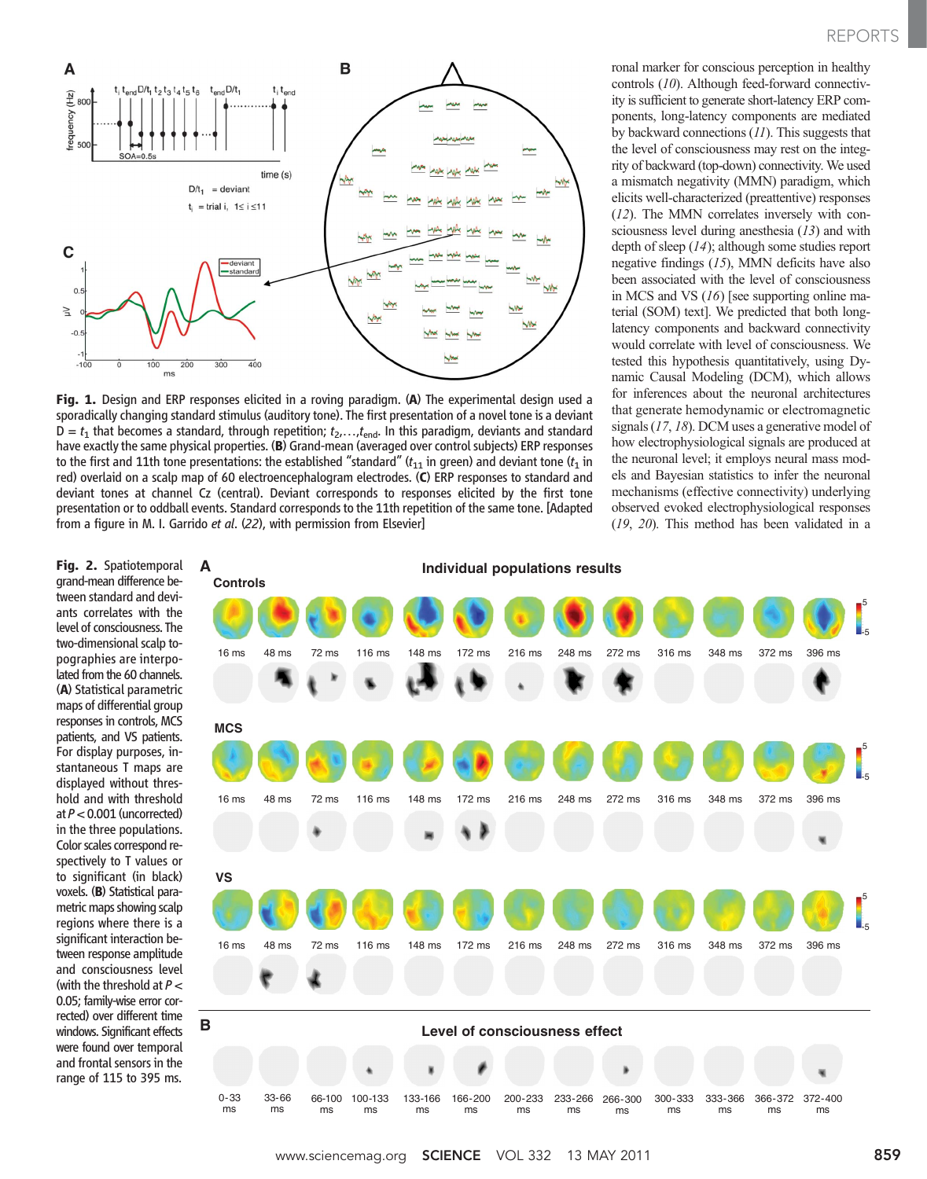ronal marker for conscious perception in healthy controls (10). Although feed-forward connectivity is sufficient to generate short-latency ERP components, long-latency components are mediated by backward connections (11). This suggests that the level of consciousness may rest on the integrity of backward (top-down) connectivity. We used a mismatch negativity (MMN) paradigm, which elicits well-characterized (preattentive) responses (12). The MMN correlates inversely with consciousness level during anesthesia (13) and with depth of sleep (14); although some studies report negative findings (15), MMN deficits have also been associated with the level of consciousness in MCS and VS (16) [see supporting online material (SOM) text]. We predicted that both long-latency components and backward connectivity would correlate with level of consciousness. We tested this hypothesis quantitatively, using Dynamic Causal Modeling (DCM), which allows for inferences about the neuronal architectures that generate hemodynamic or electromagnetic signals (17, 18). DCM uses a generative model of how electrophysiological signals are produced at the neuronal level; it employs neural mass models and Bayesian statistics to infer the neuronal mechanisms (effective connectivity) underlying observed evoked electrophysiological responses (19, 20). This method has been validated in a

**Fig. 1.** Design and ERP responses elicited in a roving paradigm. (**A**) The experimental design used a sporadically changing standard stimulus (auditory tone). The first presentation of a novel tone is a deviant D = $t_1$ that becomes a standard, through repetition; $t_2,\ldots,t_{end}$. In this paradigm, deviants and standard have exactly the same physical properties. (**B**) Grand-mean (averaged over control subjects) ERP responses to the first and 11th tone presentations: the established "standard" ($t_{11}$ in green) and deviant tone ($t_1$ in red) overlaid on a scalp map of 60 electroencephalogram electrodes. (**C**) ERP responses to standard and deviant tones at channel Cz (central). Deviant corresponds to responses elicited by the first tone presentation or to oddball events. Standard corresponds to the 11th repetition of the same tone. [Adapted from a figure in M. I. Garrido *et al.* (22), with permission from Elsevier]

**Fig. 2.** Spatiotemporal grand-mean difference between standard and deviants correlates with the level of consciousness. The two-dimensional scalp topographies are interpolated from the 60 channels. (**A**) Statistical parametric maps of differential group responses in controls, MCS patients, and VS patients. For display purposes, instantaneous T maps are displayed without threshold and with threshold at $P < 0.001$ (uncorrected) in the three populations. Color scales correspond respectively to T values or to significant (in black) voxels. (**B**) Statistical parametric maps showing scalp regions where there is a significant interaction between response amplitude and consciousness level (with the threshold at $P < 0.05$; family-wise error corrected) over different time windows. Significant effects were found over temporal and frontal sensors in the range of 115 to 395 ms.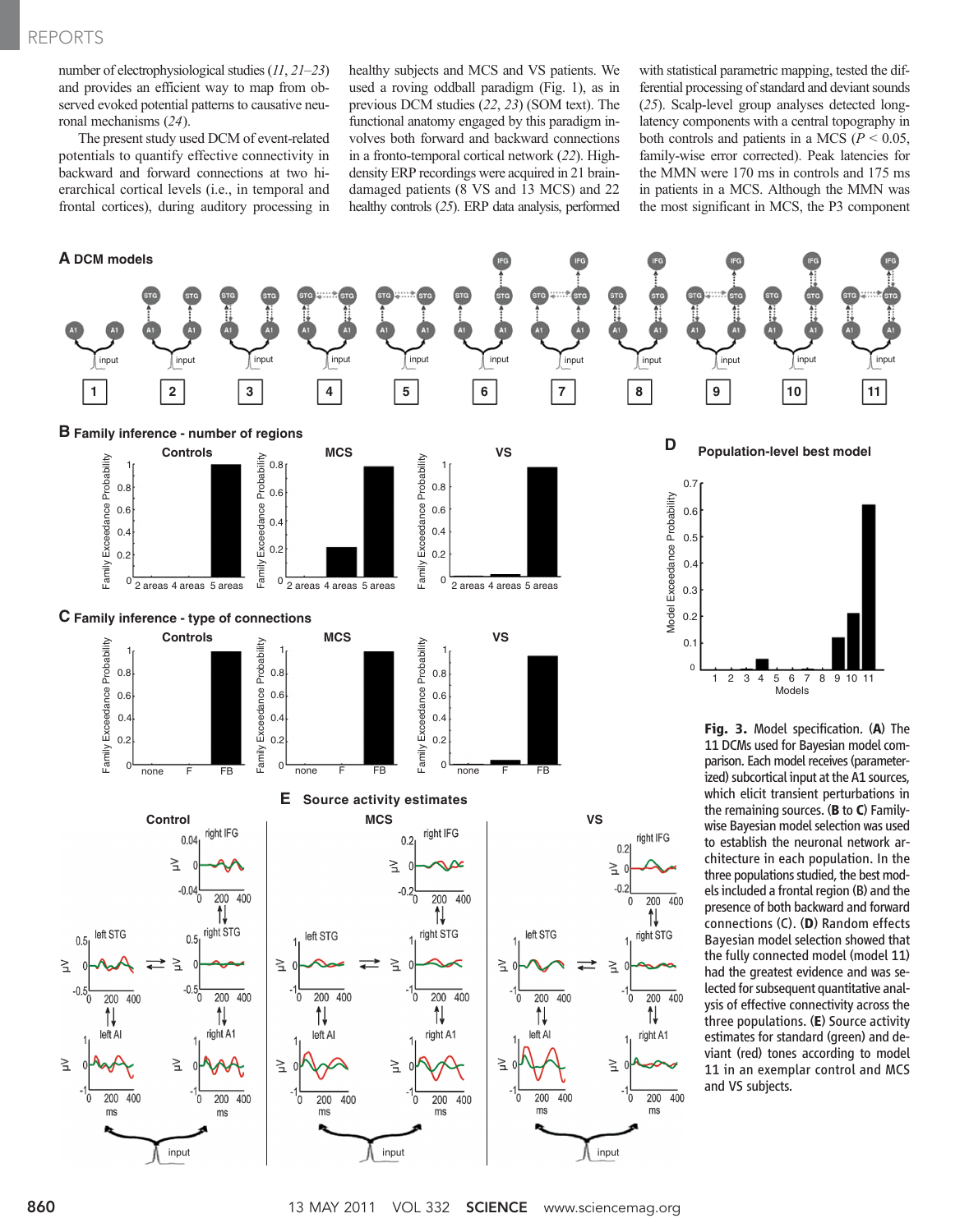number of electrophysiological studies (*11*, *21*–*23*) and provides an efficient way to map from observed evoked potential patterns to causative neuronal mechanisms (*24*).

The present study used DCM of event-related potentials to quantify effective connectivity in backward and forward connections at two hierarchical cortical levels (i.e., in temporal and frontal cortices), during auditory processing in healthy subjects and MCS and VS patients. We used a roving oddball paradigm (Fig. 1), as in previous DCM studies (*22*, *23*) (SOM text). The functional anatomy engaged by this paradigm involves both forward and backward connections in a fronto-temporal cortical network (*22*). High-density ERP recordings were acquired in 21 brain-damaged patients (8 VS and 13 MCS) and 22 healthy controls (*25*). ERP data analysis, performed with statistical parametric mapping, tested the differential processing of standard and deviant sounds (*25*). Scalp-level group analyses detected long-latency components with a central topography in both controls and patients in a MCS ($P < 0.05$, family-wise error corrected). Peak latencies for the MMN were 170 ms in controls and 175 ms in patients in a MCS. Although the MMN was the most significant in MCS, the P3 component

**Fig. 3.** Model specification. (**A**) The 11 DCMs used for Bayesian model comparison. Each model receives (parameterized) subcortical input at the A1 sources, which elicit transient perturbations in the remaining sources. (**B** to **C**) Family-wise Bayesian model selection was used to establish the neuronal network architecture in each population. In the three populations studied, the best models included a frontal region (B) and the presence of both backward and forward connections (C). (**D**) Random effects Bayesian model selection showed that the fully connected model (model 11) had the greatest evidence and was selected for subsequent quantitative analysis of effective connectivity across the three populations. (**E**) Source activity estimates for standard (green) and deviant (red) tones according to model 11 in an exemplar control and MCS and VS subjects.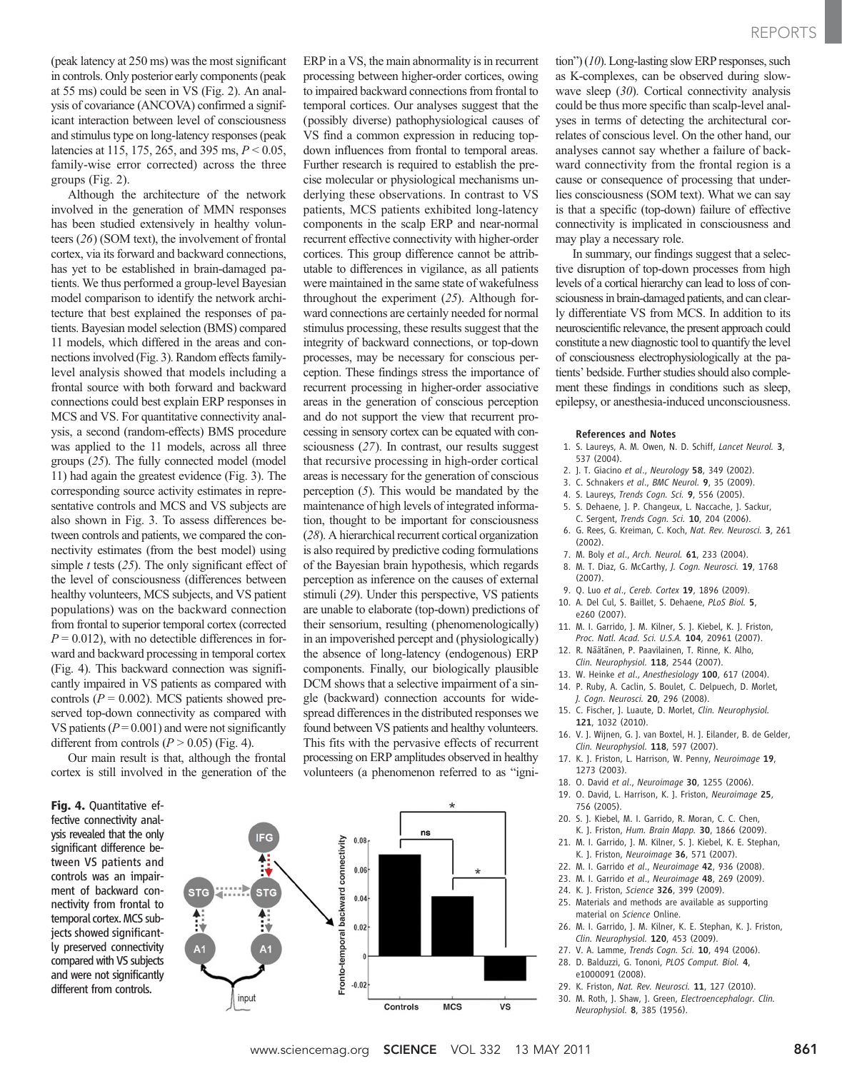(peak latency at 250 ms) was the most significant in controls. Only posterior early components (peak at 55 ms) could be seen in VS (Fig. 2). An analysis of covariance (ANCOVA) confirmed a significant interaction between level of consciousness and stimulus type on long-latency responses (peak latencies at 115, 175, 265, and 395 ms, $P < 0.05$, family-wise error corrected) across the three groups (Fig. 2).

Although the architecture of the network involved in the generation of MMN responses has been studied extensively in healthy volunteers (26) (SOM text), the involvement of frontal cortex, via its forward and backward connections, has yet to be established in brain-damaged patients. We thus performed a group-level Bayesian model comparison to identify the network architecture that best explained the responses of patients. Bayesian model selection (BMS) compared 11 models, which differed in the areas and connections involved (Fig. 3). Random effects family-level analysis showed that models including a frontal source with both forward and backward connections could best explain ERP responses in MCS and VS. For quantitative connectivity analysis, a second (random-effects) BMS procedure was applied to the 11 models, across all three groups (25). The fully connected model (model 11) had again the greatest evidence (Fig. 3). The corresponding source activity estimates in representative controls and MCS and VS subjects are also shown in Fig. 3. To assess differences between controls and patients, we compared the connectivity estimates (from the best model) using simple t tests (25). The only significant effect of the level of consciousness (differences between healthy volunteers, MCS subjects, and VS patient populations) was on the backward connection from frontal to superior temporal cortex (corrected $P = 0.012$), with no detectible differences in forward and backward processing in temporal cortex (Fig. 4). This backward connection was significantly impaired in VS patients as compared with controls ($P = 0.002$). MCS patients showed preserved top-down connectivity as compared with VS patients ($P = 0.001$) and were not significantly different from controls ($P > 0.05$) (Fig. 4).

Our main result is that, although the frontal cortex is still involved in the generation of the ERP in a VS, the main abnormality is in recurrent processing between higher-order cortices, owing to impaired backward connections from frontal to temporal cortices. Our analyses suggest that the (possibly diverse) pathophysiological causes of VS find a common expression in reducing top-down influences from frontal to temporal areas. Further research is required to establish the precise molecular or physiological mechanisms underlying these observations. In contrast to VS patients, MCS patients exhibited long-latency components in the scalp ERP and near-normal recurrent effective connectivity with higher-order cortices. This group difference cannot be attributable to differences in vigilance, as all patients were maintained in the same state of wakefulness throughout the experiment (25). Although forward connections are certainly needed for normal stimulus processing, these results suggest that the integrity of backward connections, or top-down processes, may be necessary for conscious perception. These findings stress the importance of recurrent processing in higher-order associative areas in the generation of conscious perception and do not support the view that recurrent processing in sensory cortex can be equated with consciousness (27). In contrast, our results suggest that recursive processing in high-order cortical areas is necessary for the generation of conscious perception (5). This would be mandated by the maintenance of high levels of integrated information, thought to be important for consciousness (28). A hierarchical recurrent cortical organization is also required by predictive coding formulations of the Bayesian brain hypothesis, which regards perception as inference on the causes of external stimuli (29). Under this perspective, VS patients are unable to elaborate (top-down) predictions of their sensorium, resulting (phenomenologically) in an impoverished percept and (physiologically) the absence of long-latency (endogenous) ERP components. Finally, our biologically plausible DCM shows that a selective impairment of a single (backward) connection accounts for widespread differences in the distributed responses we found between VS patients and healthy volunteers. This fits with the pervasive effects of recurrent processing on ERP amplitudes observed in healthy volunteers (a phenomenon referred to as "ignition") (10). Long-lasting slow ERP responses, such as K-complexes, can be observed during slow-wave sleep (30). Cortical connectivity analysis could be thus more specific than scalp-level analyses in terms of detecting the architectural correlates of conscious level. On the other hand, our analyses cannot say whether a failure of backward connectivity from the frontal region is a cause or consequence of processing that underlies consciousness (SOM text). What we can say is that a specific (top-down) failure of effective connectivity is implicated in consciousness and may play a necessary role.

In summary, our findings suggest that a selective disruption of top-down processes from high levels of a cortical hierarchy can lead to loss of consciousness in brain-damaged patients, and can clearly differentiate VS from MCS. In addition to its neuroscientific relevance, the present approach could constitute a new diagnostic tool to quantify the level of consciousness electrophysiologically at the patients' bedside. Further studies should also complement these findings in conditions such as sleep, epilepsy, or anesthesia-induced unconsciousness.

IFG
STG
STG
A1
A1
input

Fronto-temporal backward connectivity
0.08
0.06
0.04
0.02
0
-0.02
Controls
MCS
VS
ns
*
*

**Fig. 4.** Quantitative effective connectivity analysis revealed that the only significant difference between VS patients and controls was an impairment of backward connectivity from frontal to temporal cortex. MCS subjects showed significantly preserved connectivity compared with VS subjects and were not significantly different from controls.

### References and Notes

1. S. Laureys, A. M. Owen, N. D. Schiff, *Lancet Neurol.* **3**, 537 (2004).
2. J. T. Giacino *et al.*, *Neurology* **58**, 349 (2002).
3. C. Schnakers *et al.*, *BMC Neurol.* **9**, 35 (2009).
4. S. Laureys, *Trends Cogn. Sci.* **9**, 556 (2005).
5. S. Dehaene, J. P. Changeux, L. Naccache, J. Sackur, C. Sergent, *Trends Cogn. Sci.* **10**, 204 (2006).
6. G. Rees, G. Kreiman, C. Koch, *Nat. Rev. Neurosci.* **3**, 261 (2002).
7. M. Boly *et al.*, *Arch. Neurol.* **61**, 233 (2004).
8. M. T. Diaz, G. McCarthy, *J. Cogn. Neurosci.* **19**, 1768 (2007).
9. Q. Luo *et al.*, *Cereb. Cortex* **19**, 1896 (2009).
10. A. Del Cul, S. Baillet, S. Dehaene, *PLoS Biol.* **5**, e260 (2007).
11. M. I. Garrido, J. M. Kilner, S. J. Kiebel, K. J. Friston, *Proc. Natl. Acad. Sci. U.S.A.* **104**, 20961 (2007).
12. R. Näätänen, P. Paavilainen, T. Rinne, K. Alho, *Clin. Neurophysiol.* **118**, 2544 (2007).
13. W. Heinke *et al.*, *Anesthesiology* **100**, 617 (2004).
14. P. Ruby, A. Caclin, S. Boulet, C. Delpuech, D. Morlet, *J. Cogn. Neurosci.* **20**, 296 (2008).
15. C. Fischer, J. Luaute, D. Morlet, *Clin. Neurophysiol.* **121**, 1032 (2010).
16. V. J. Wijnen, G. J. van Boxtel, H. J. Eilander, B. de Gelder, *Clin. Neurophysiol.* **118**, 597 (2007).
17. K. J. Friston, L. Harrison, W. Penny, *Neuroimage* **19**, 1273 (2003).
18. O. David *et al.*, *Neuroimage* **30**, 1255 (2006).
19. O. David, L. Harrison, K. J. Friston, *Neuroimage* **25**, 756 (2005).
20. S. J. Kiebel, M. I. Garrido, R. Moran, C. C. Chen, K. J. Friston, *Hum. Brain Mapp.* **30**, 1866 (2009).
21. M. I. Garrido, J. M. Kilner, S. J. Kiebel, K. E. Stephan, K. J. Friston, *Neuroimage* **36**, 571 (2007).
22. M. I. Garrido *et al.*, *Neuroimage* **42**, 936 (2008).
23. M. I. Garrido *et al.*, *Neuroimage* **48**, 269 (2009).
24. K. J. Friston, *Science* **326**, 399 (2009).
25. Materials and methods are available as supporting material on *Science* Online.
26. M. I. Garrido, J. M. Kilner, K. E. Stephan, K. J. Friston, *Clin. Neurophysiol.* **120**, 453 (2009).
27. V. A. Lamme, *Trends Cogn. Sci.* **10**, 494 (2006).
28. D. Balduzzi, G. Tononi, *PLOS Comput. Biol.* **4**, e1000091 (2008).
29. K. Friston, *Nat. Rev. Neurosci.* **11**, 127 (2010).
30. M. Roth, J. Shaw, J. Green, *Electroencephalogr. Clin. Neurophysiol.* **8**, 385 (1956).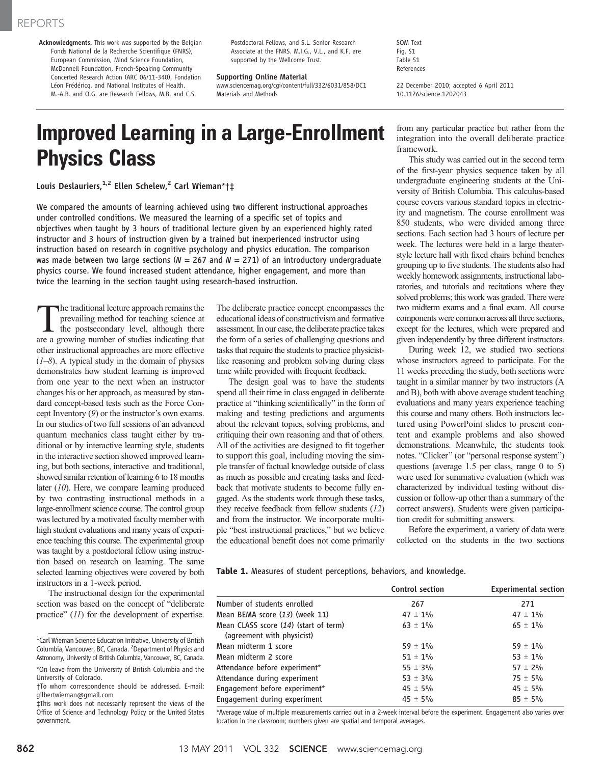**Acknowledgments.** This work was supported by the Belgian Fonds National de la Recherche Scientifique (FNRS), European Commission, Mind Science Foundation, McDonnell Foundation, French-Speaking Community Concerted Research Action (ARC 06/11-340), Fondation Léon Frédéricq, and National Institutes of Health. M.-A.B. and O.G. are Research Fellows, M.B. and C.S. Postdoctoral Fellows, and S.L. Senior Research Associate at the FNRS. M.I.G., V.L., and K.F. are supported by the Wellcome Trust.

**Supporting Online Material**
www.sciencemag.org/cgi/content/full/332/6031/858/DC1
Materials and Methods
SOM Text
Fig. S1
Table S1
References

22 December 2010; accepted 6 April 2011
10.1126/science.1202043

# Improved Learning in a Large-Enrollment Physics Class

**Louis Deslauriers,[1,2] Ellen Schelew,[2] Carl Wieman*†‡**

We compared the amounts of learning achieved using two different instructional approaches under controlled conditions. We measured the learning of a specific set of topics and objectives when taught by 3 hours of traditional lecture given by an experienced highly rated instructor and 3 hours of instruction given by a trained but inexperienced instructor using instruction based on research in cognitive psychology and physics education. The comparison was made between two large sections ($N = 267$ and $N = 271$) of an introductory undergraduate physics course. We found increased student attendance, higher engagement, and more than twice the learning in the section taught using research-based instruction.

The traditional lecture approach remains the prevailing method for teaching science at the postsecondary level, although there are a growing number of studies indicating that other instructional approaches are more effective (*1*–*8*). A typical study in the domain of physics demonstrates how student learning is improved from one year to the next when an instructor changes his or her approach, as measured by standard concept-based tests such as the Force Concept Inventory (*9*) or the instructor's own exams. In our studies of two full sessions of an advanced quantum mechanics class taught either by traditional or by interactive learning style, students in the interactive section showed improved learning, but both sections, interactive and traditional, showed similar retention of learning 6 to 18 months later (*10*). Here, we compare learning produced by two contrasting instructional methods in a large-enrollment science course. The control group was lectured by a motivated faculty member with high student evaluations and many years of experience teaching this course. The experimental group was taught by a postdoctoral fellow using instruction based on research on learning. The same selected learning objectives were covered by both instructors in a 1-week period.

The instructional design for the experimental section was based on the concept of "deliberate practice" (*11*) for the development of expertise. The deliberate practice concept encompasses the educational ideas of constructivism and formative assessment. In our case, the deliberate practice takes the form of a series of challenging questions and tasks that require the students to practice physicist-like reasoning and problem solving during class time while provided with frequent feedback.

The design goal was to have the students spend all their time in class engaged in deliberate practice at "thinking scientifically" in the form of making and testing predictions and arguments about the relevant topics, solving problems, and critiquing their own reasoning and that of others. All of the activities are designed to fit together to support this goal, including moving the simple transfer of factual knowledge outside of class as much as possible and creating tasks and feedback that motivate students to become fully engaged. As the students work through these tasks, they receive feedback from fellow students (*12*) and from the instructor. We incorporate multiple "best instructional practices," but we believe the educational benefit does not come primarily from any particular practice but rather from the integration into the overall deliberate practice framework.

This study was carried out in the second term of the first-year physics sequence taken by all undergraduate engineering students at the University of British Columbia. This calculus-based course covers various standard topics in electricity and magnetism. The course enrollment was 850 students, who were divided among three sections. Each section had 3 hours of lecture per week. The lectures were held in a large theater-style lecture hall with fixed chairs behind benches grouping up to five students. The students also had weekly homework assignments, instructional laboratories, and tutorials and recitations where they solved problems; this work was graded. There were two midterm exams and a final exam. All course components were common across all three sections, except for the lectures, which were prepared and given independently by three different instructors.

During week 12, we studied two sections whose instructors agreed to participate. For the 11 weeks preceding the study, both sections were taught in a similar manner by two instructors (A and B), both with above average student teaching evaluations and many years experience teaching this course and many others. Both instructors lectured using PowerPoint slides to present content and example problems and also showed demonstrations. Meanwhile, the students took notes. "Clicker" (or "personal response system") questions (average 1.5 per class, range 0 to 5) were used for summative evaluation (which was characterized by individual testing without discussion or follow-up other than a summary of the correct answers). Students were given participation credit for submitting answers.

Before the experiment, a variety of data were collected on the students in the two sections

**Table 1.** Measures of student perceptions, behaviors, and knowledge.

| | Control section | Experimental section |
|---|---|---|
| Number of students enrolled | 267 | 271 |
| Mean BEMA score (*13*) (week 11) | 47 ± 1% | 47 ± 1% |
| Mean CLASS score (*14*) (start of term) (agreement with physicist) | 63 ± 1% | 65 ± 1% |
| Mean midterm 1 score | 59 ± 1% | 59 ± 1% |
| Mean midterm 2 score | 51 ± 1% | 53 ± 1% |
| Attendance before experiment* | 55 ± 3% | 57 ± 2% |
| Attendance during experiment | 53 ± 3% | 75 ± 5% |
| Engagement before experiment* | 45 ± 5% | 45 ± 5% |
| Engagement during experiment | 45 ± 5% | 85 ± 5% |

*Average value of multiple measurements carried out in a 2-week interval before the experiment. Engagement also varies over location in the classroom; numbers given are spatial and temporal averages.

[1]Carl Wieman Science Education Initiative, University of British Columbia, Vancouver, BC, Canada. [2]Department of Physics and Astronomy, University of British Columbia, Vancouver, BC, Canada.

*On leave from the University of British Columbia and the University of Colorado.

†To whom correspondence should be addressed. E-mail: gilbertwieman@gmail.com

‡This work does not necessarily represent the views of the Office of Science and Technology Policy or the United States government.